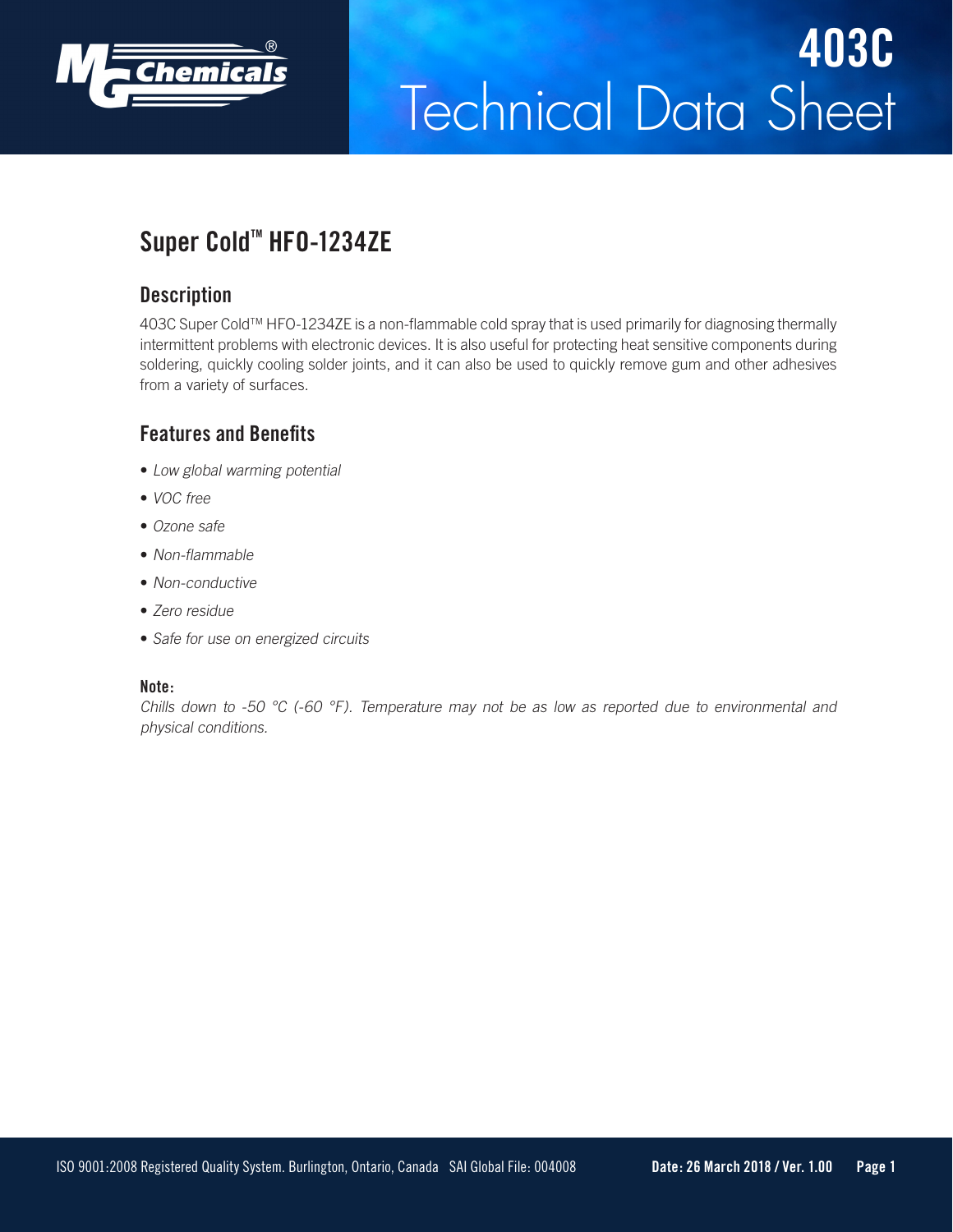# 403C Technical Data Sheet

## Super Cold™ HFO-1234ZE

### Description

403C Super Cold™ HFO-1234ZE is a non-flammable cold spray that is used primarily for diagnosing thermally intermittent problems with electronic devices. It is also useful for protecting heat sensitive components during soldering, quickly cooling solder joints, and it can also be used to quickly remove gum and other adhesives from a variety of surfaces.

### Features and Benefits

- *Low global warming potential*
- *VOC free*
- *Ozone safe*
- *Non-flammable*
- *Non-conductive*
- *Zero residue*
- *Safe for use on energized circuits*

**Note:**

*Chills down to -50 °C (-60 °F). Temperature may not be as low as reported due to environmental and physical conditions.*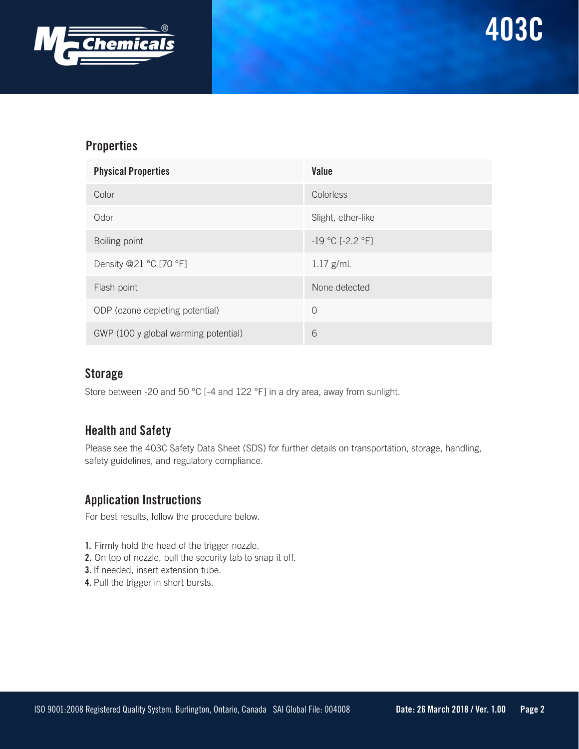## Properties

| Physical Properties | Value |
| --- | --- |
| Color | Colorless |
| Odor | Slight, ether-like |
| Boiling point | -19 °C [-2.2 °F] |
| Density @21 °C [70 °F] | 1.17 g/mL |
| Flash point | None detected |
| ODP (ozone depleting potential) | 0 |
| GWP (100 y global warming potential) | 6 |

## Storage

Store between -20 and 50 °C [-4 and 122 °F] in a dry area, away from sunlight.

## Health and Safety

Please see the 403C Safety Data Sheet (SDS) for further details on transportation, storage, handling, safety guidelines, and regulatory compliance.

## Application Instructions

For best results, follow the procedure below.

1. Firmly hold the head of the trigger nozzle.
2. On top of nozzle, pull the security tab to snap it off.
3. If needed, insert extension tube.
4. Pull the trigger in short bursts.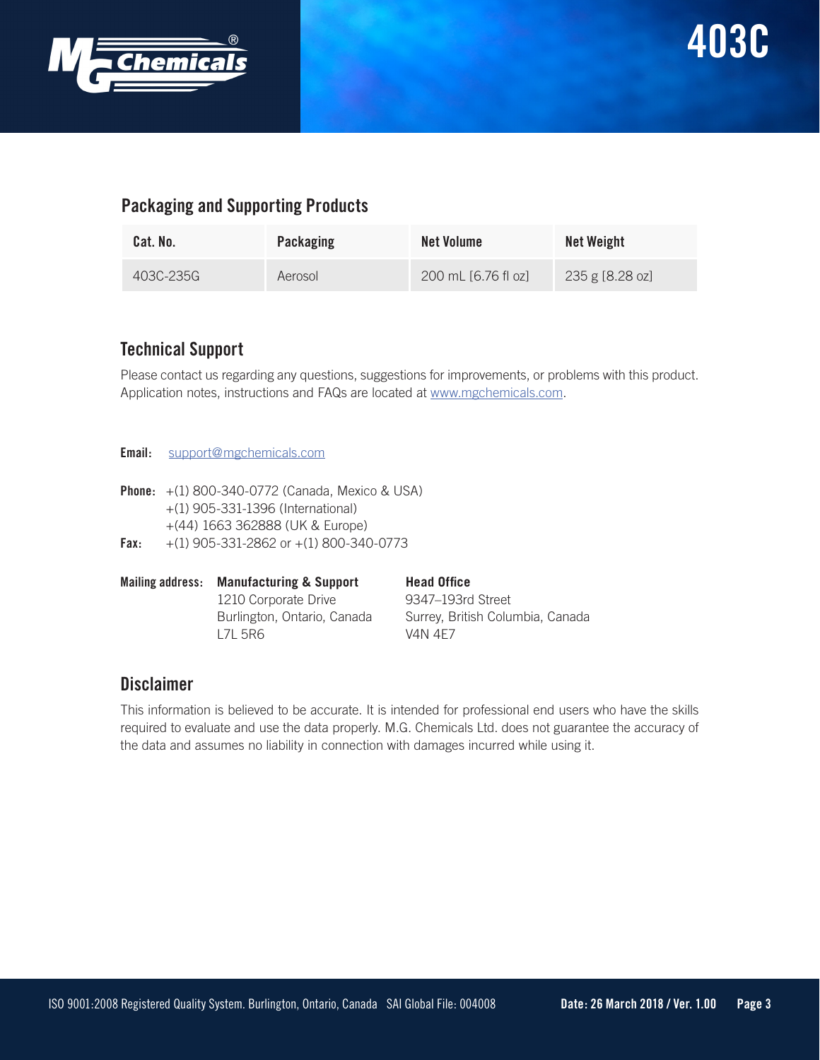## Packaging and Supporting Products

| Cat. No. | Packaging | Net Volume | Net Weight |
|---|---|---|---|
| 403C-235G | Aerosol | 200 mL [6.76 fl oz] | 235 g [8.28 oz] |

## Technical Support

Please contact us regarding any questions, suggestions for improvements, or problems with this product. Application notes, instructions and FAQs are located at www.mgchemicals.com.

**Email:** support@mgchemicals.com

**Phone:** +(1) 800-340-0772 (Canada, Mexico & USA)
+(1) 905-331-1396 (International)
+(44) 1663 362888 (UK & Europe)
**Fax:** +(1) 905-331-2862 or +(1) 800-340-0773

**Mailing address:**

**Manufacturing & Support**
1210 Corporate Drive
Burlington, Ontario, Canada
L7L 5R6

**Head Office**
9347–193rd Street
Surrey, British Columbia, Canada
V4N 4E7

## Disclaimer

This information is believed to be accurate. It is intended for professional end users who have the skills required to evaluate and use the data properly. M.G. Chemicals Ltd. does not guarantee the accuracy of the data and assumes no liability in connection with damages incurred while using it.